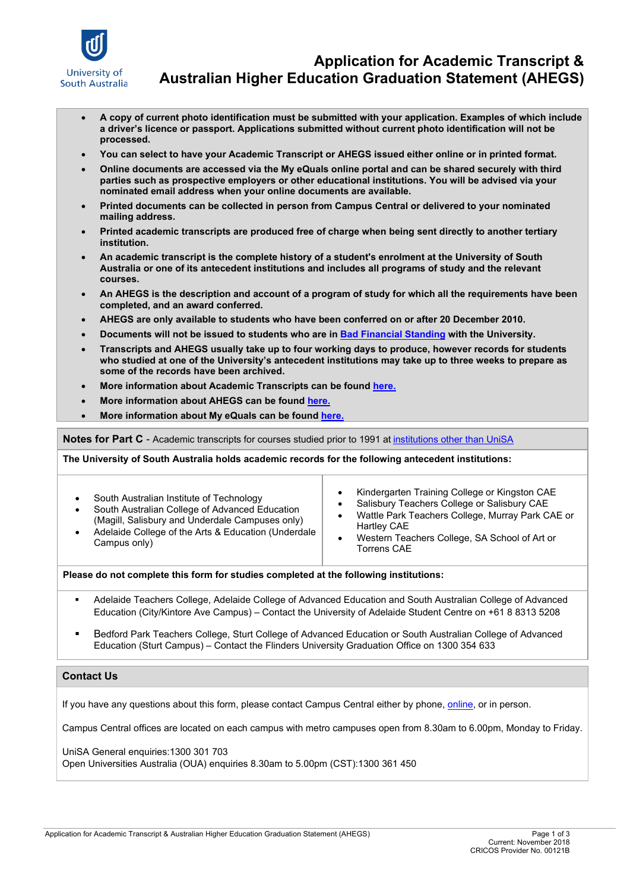University of South Australia

# Application for Academic Transcript & Australian Higher Education Graduation Statement (AHEGS)

- **A copy of current photo identification must be submitted with your application. Examples of which include a driver's licence or passport. Applications submitted without current photo identification will not be processed.**
- **You can select to have your Academic Transcript or AHEGS issued either online or in printed format.**
- **Online documents are accessed via the My eQuals online portal and can be shared securely with third parties such as prospective employers or other educational institutions. You will be advised via your nominated email address when your online documents are available.**
- **Printed documents can be collected in person from Campus Central or delivered to your nominated mailing address.**
- **Printed academic transcripts are produced free of charge when being sent directly to another tertiary institution.**
- **An academic transcript is the complete history of a student's enrolment at the University of South Australia or one of its antecedent institutions and includes all programs of study and the relevant courses.**
- **An AHEGS is the description and account of a program of study for which all the requirements have been completed, and an award conferred.**
- **AHEGS are only available to students who have been conferred on or after 20 December 2010.**
- **Documents will not be issued to students who are in Bad Financial Standing with the University.**
- **Transcripts and AHEGS usually take up to four working days to produce, however records for students who studied at one of the University's antecedent institutions may take up to three weeks to prepare as some of the records have been archived.**
- **More information about Academic Transcripts can be found here.**
- **More information about AHEGS can be found here.**
- **More information about My eQuals can be found here.**

## Notes for Part C - Academic transcripts for courses studied prior to 1991 at institutions other than UniSA

**The University of South Australia holds academic records for the following antecedent institutions:**

- South Australian Institute of Technology
- South Australian College of Advanced Education (Magill, Salisbury and Underdale Campuses only)
- Adelaide College of the Arts & Education (Underdale Campus only)
- Kindergarten Training College or Kingston CAE
- Salisbury Teachers College or Salisbury CAE
- Wattle Park Teachers College, Murray Park CAE or Hartley CAE
- Western Teachers College, SA School of Art or Torrens CAE

**Please do not complete this form for studies completed at the following institutions:**

- Adelaide Teachers College, Adelaide College of Advanced Education and South Australian College of Advanced Education (City/Kintore Ave Campus) – Contact the University of Adelaide Student Centre on +61 8 8313 5208
- Bedford Park Teachers College, Sturt College of Advanced Education or South Australian College of Advanced Education (Sturt Campus) – Contact the Flinders University Graduation Office on 1300 354 633

## Contact Us

If you have any questions about this form, please contact Campus Central either by phone, online, or in person.

Campus Central offices are located on each campus with metro campuses open from 8.30am to 6.00pm, Monday to Friday.

UniSA General enquiries:1300 301 703
Open Universities Australia (OUA) enquiries 8.30am to 5.00pm (CST):1300 361 450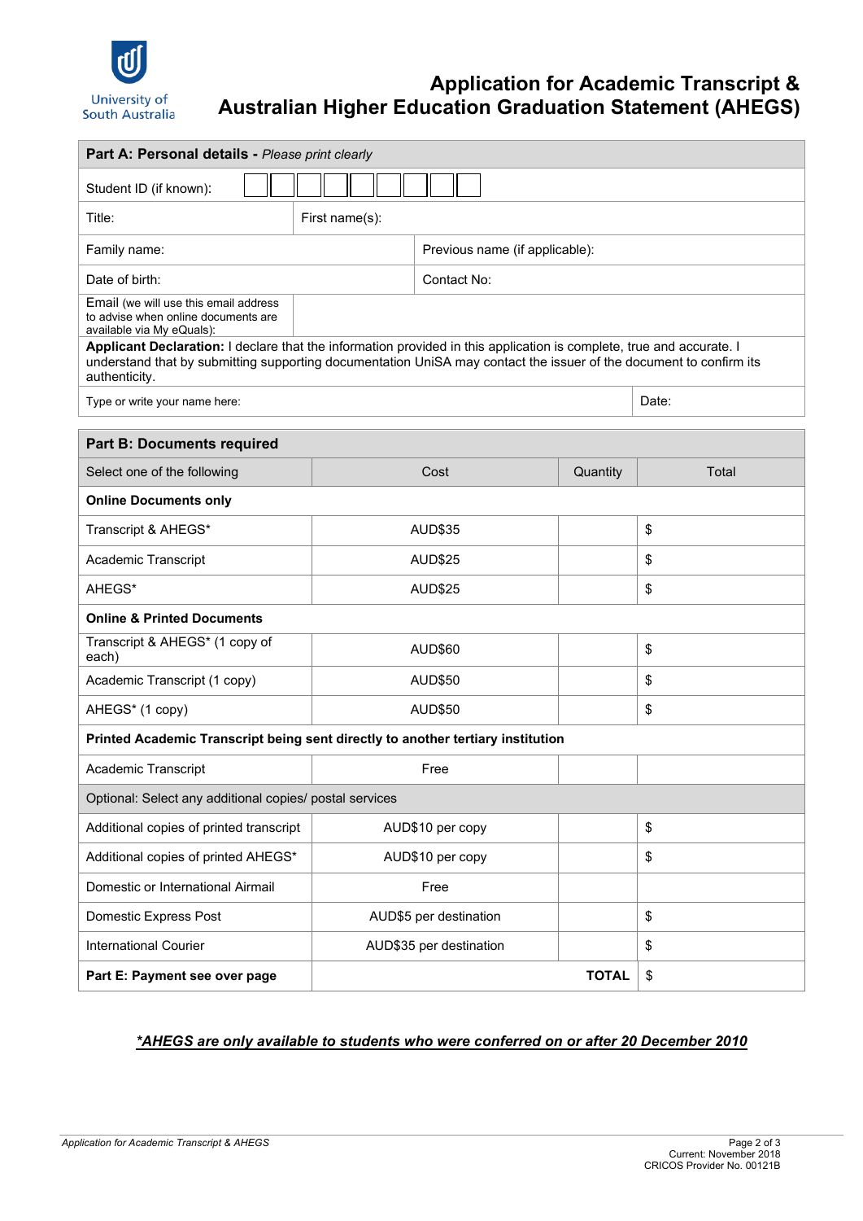University of South Australia

# Application for Academic Transcript & Australian Higher Education Graduation Statement (AHEGS)

| **Part A: Personal details** - *Please print clearly* | | | |
|---|---|---|---|
| Student ID (if known): | | | |
| Title: | First name(s): | | |
| Family name: | | Previous name (if applicable): | |
| Date of birth: | | Contact No: | |
| Email (we will use this email address to advise when online documents are available via My eQuals): | | | |
| **Applicant Declaration:** I declare that the information provided in this application is complete, true and accurate. I understand that by submitting supporting documentation UniSA may contact the issuer of the document to confirm its authenticity. | | | |
| Type or write your name here: | | | Date: |

| **Part B: Documents required** | | | |
|---|---|---|---|
| Select one of the following | Cost | Quantity | Total |
| **Online Documents only** | | | |
| Transcript & AHEGS* | AUD$35 | | $ |
| Academic Transcript | AUD$25 | | $ |
| AHEGS* | AUD$25 | | $ |
| **Online & Printed Documents** | | | |
| Transcript & AHEGS* (1 copy of each) | AUD$60 | | $ |
| Academic Transcript (1 copy) | AUD$50 | | $ |
| AHEGS* (1 copy) | AUD$50 | | $ |
| **Printed Academic Transcript being sent directly to another tertiary institution** | | | |
| Academic Transcript | Free | | |
| Optional: Select any additional copies/ postal services | | | |
| Additional copies of printed transcript | AUD$10 per copy | | $ |
| Additional copies of printed AHEGS* | AUD$10 per copy | | $ |
| Domestic or International Airmail | Free | | |
| Domestic Express Post | AUD$5 per destination | | $ |
| International Courier | AUD$35 per destination | | $ |
| **Part E: Payment see over page** | | **TOTAL** | $ |

***AHEGS are only available to students who were conferred on or after 20 December 2010***

Current: November 2018
CRICOS Provider No. 00121B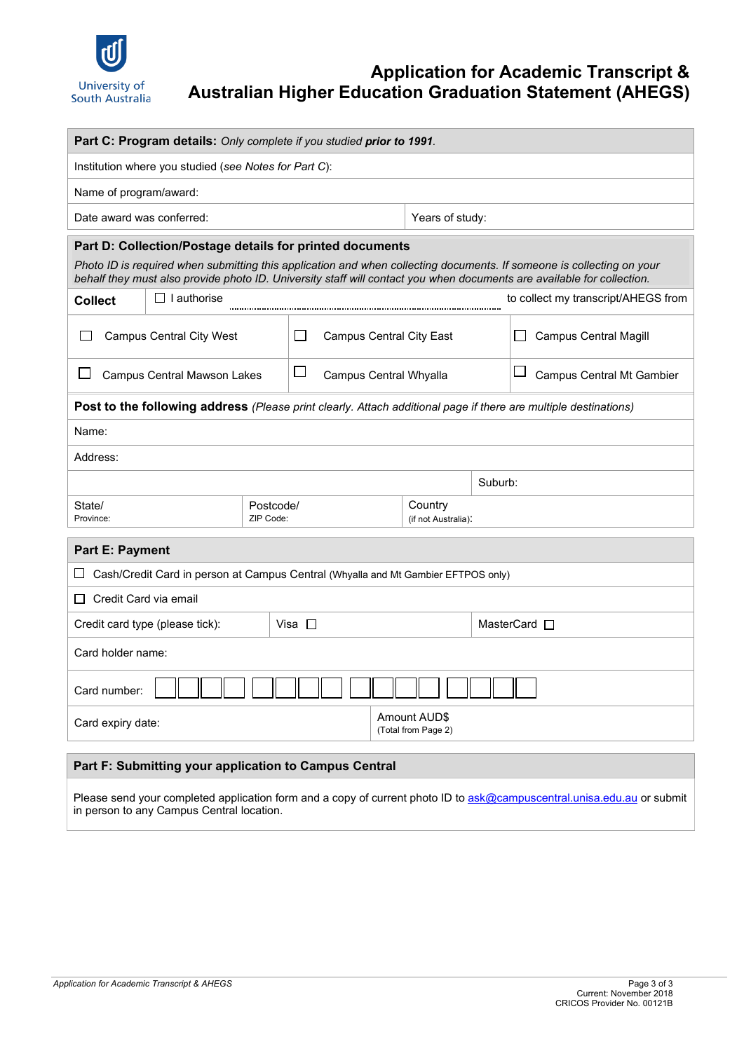University of South Australia

# Application for Academic Transcript & Australian Higher Education Graduation Statement (AHEGS)

## Part C: Program details: *Only complete if you studied **prior to 1991**.*

| | |
|---|---|
| Institution where you studied (*see Notes for Part C*): | |
| Name of program/award: | |
| Date award was conferred: | Years of study: |

## Part D: Collection/Postage details for printed documents

*Photo ID is required when submitting this application and when collecting documents. If someone is collecting on your behalf they must also provide photo ID. University staff will contact you when documents are available for collection.*

**Collect** ☐ I authorise .................................................................................................... to collect my transcript/AHEGS from

| | | |
|---|---|---|
| ☐ Campus Central City West | ☐ Campus Central City East | ☐ Campus Central Magill |
| ☐ Campus Central Mawson Lakes | ☐ Campus Central Whyalla | ☐ Campus Central Mt Gambier |

**Post to the following address** *(Please print clearly. Attach additional page if there are multiple destinations)*

| | | |
|---|---|---|
| Name: | | |
| Address: | | |
| | | Suburb: |
| State/ Province: | Postcode/ ZIP Code: | Country (if not Australia): |

## Part E: Payment

☐ Cash/Credit Card in person at Campus Central (Whyalla and Mt Gambier EFTPOS only)

☐ Credit Card via email

| | | |
|---|---|---|
| Credit card type (please tick): | Visa ☐ | MasterCard ☐ |
| Card holder name: | | |
| Card number: ☐☐☐☐ ☐☐☐☐ ☐☐☐☐ ☐☐☐☐ | | |
| Card expiry date: | Amount AUD$ (Total from Page 2) | |

## Part F: Submitting your application to Campus Central

Please send your completed application form and a copy of current photo ID to ask@campuscentral.unisa.edu.au or submit in person to any Campus Central location.

Current: November 2018
CRICOS Provider No. 00121B